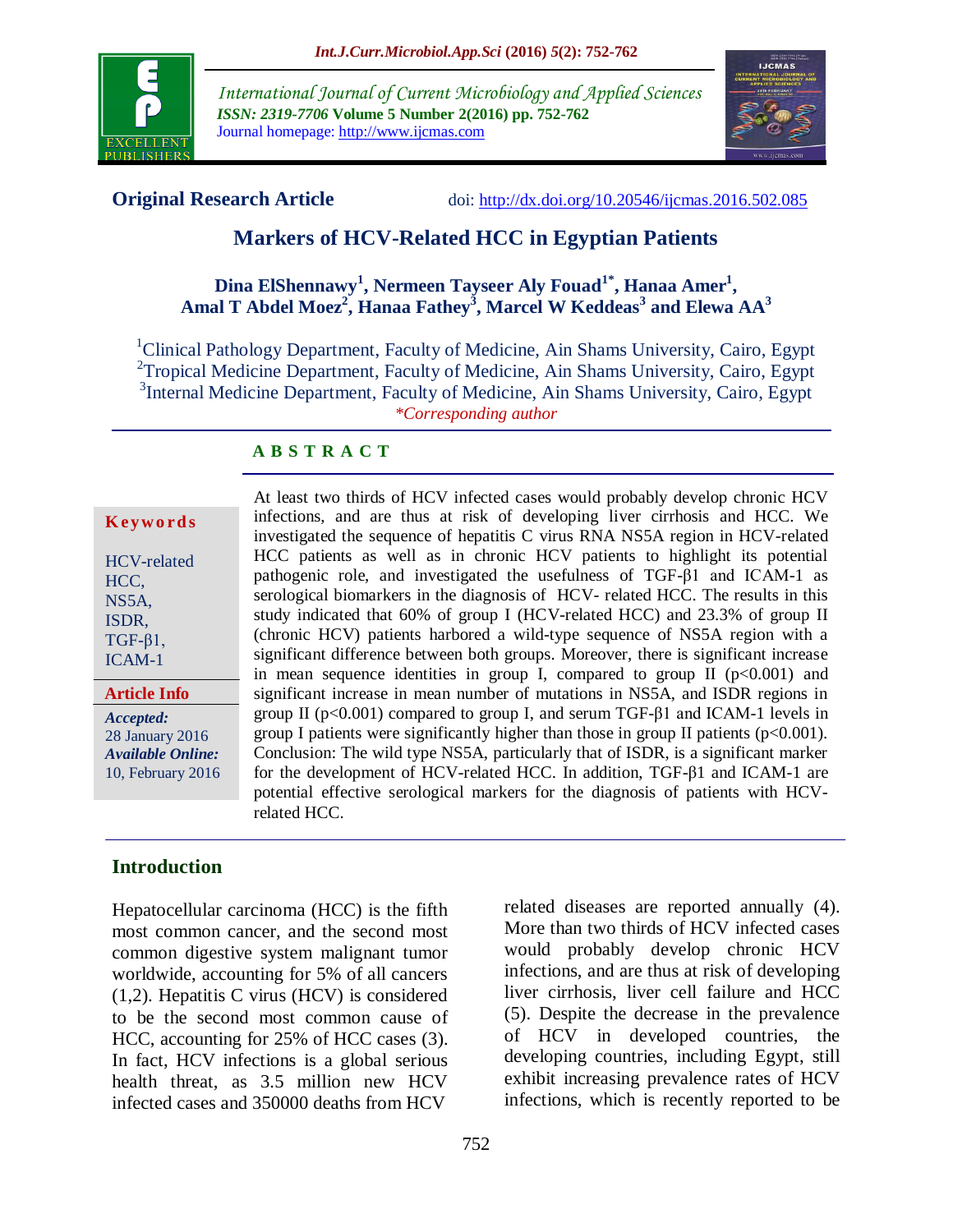**Original Research Article**

doi: http://dx.doi.org/10.20546/ijcmas.2016.502.085

# Markers of HCV-Related HCC in Egyptian Patients

**Dina ElShennawy[1], Nermeen Tayseer Aly Fouad[1*], Hanaa Amer[1], Amal T Abdel Moez[2], Hanaa Fathey[3], Marcel W Keddeas[3] and Elewa AA[3]**

[1]Clinical Pathology Department, Faculty of Medicine, Ain Shams University, Cairo, Egypt
[2]Tropical Medicine Department, Faculty of Medicine, Ain Shams University, Cairo, Egypt
[3]Internal Medicine Department, Faculty of Medicine, Ain Shams University, Cairo, Egypt
*\*Corresponding author*

## ABSTRACT

**Keywords**

HCV-related HCC, NS5A, ISDR, TGF-β1, ICAM-1

**Article Info**

***Accepted:*** 28 January 2016
***Available Online:*** 10, February 2016

At least two thirds of HCV infected cases would probably develop chronic HCV infections, and are thus at risk of developing liver cirrhosis and HCC. We investigated the sequence of hepatitis C virus RNA NS5A region in HCV-related HCC patients as well as in chronic HCV patients to highlight its potential pathogenic role, and investigated the usefulness of TGF-β1 and ICAM-1 as serological biomarkers in the diagnosis of HCV- related HCC. The results in this study indicated that 60% of group I (HCV-related HCC) and 23.3% of group II (chronic HCV) patients harbored a wild-type sequence of NS5A region with a significant difference between both groups. Moreover, there is significant increase in mean sequence identities in group I, compared to group II ($p<0.001$) and significant increase in mean number of mutations in NS5A, and ISDR regions in group II ($p<0.001$) compared to group I, and serum TGF-β1 and ICAM-1 levels in group I patients were significantly higher than those in group II patients ($p<0.001$). Conclusion: The wild type NS5A, particularly that of ISDR, is a significant marker for the development of HCV-related HCC. In addition, TGF-β1 and ICAM-1 are potential effective serological markers for the diagnosis of patients with HCV-related HCC.

## Introduction

Hepatocellular carcinoma (HCC) is the fifth most common cancer, and the second most common digestive system malignant tumor worldwide, accounting for 5% of all cancers (1,2). Hepatitis C virus (HCV) is considered to be the second most common cause of HCC, accounting for 25% of HCC cases (3). In fact, HCV infections is a global serious health threat, as 3.5 million new HCV infected cases and 350000 deaths from HCV related diseases are reported annually (4). More than two thirds of HCV infected cases would probably develop chronic HCV infections, and are thus at risk of developing liver cirrhosis, liver cell failure and HCC (5). Despite the decrease in the prevalence of HCV in developed countries, the developing countries, including Egypt, still exhibit increasing prevalence rates of HCV infections, which is recently reported to be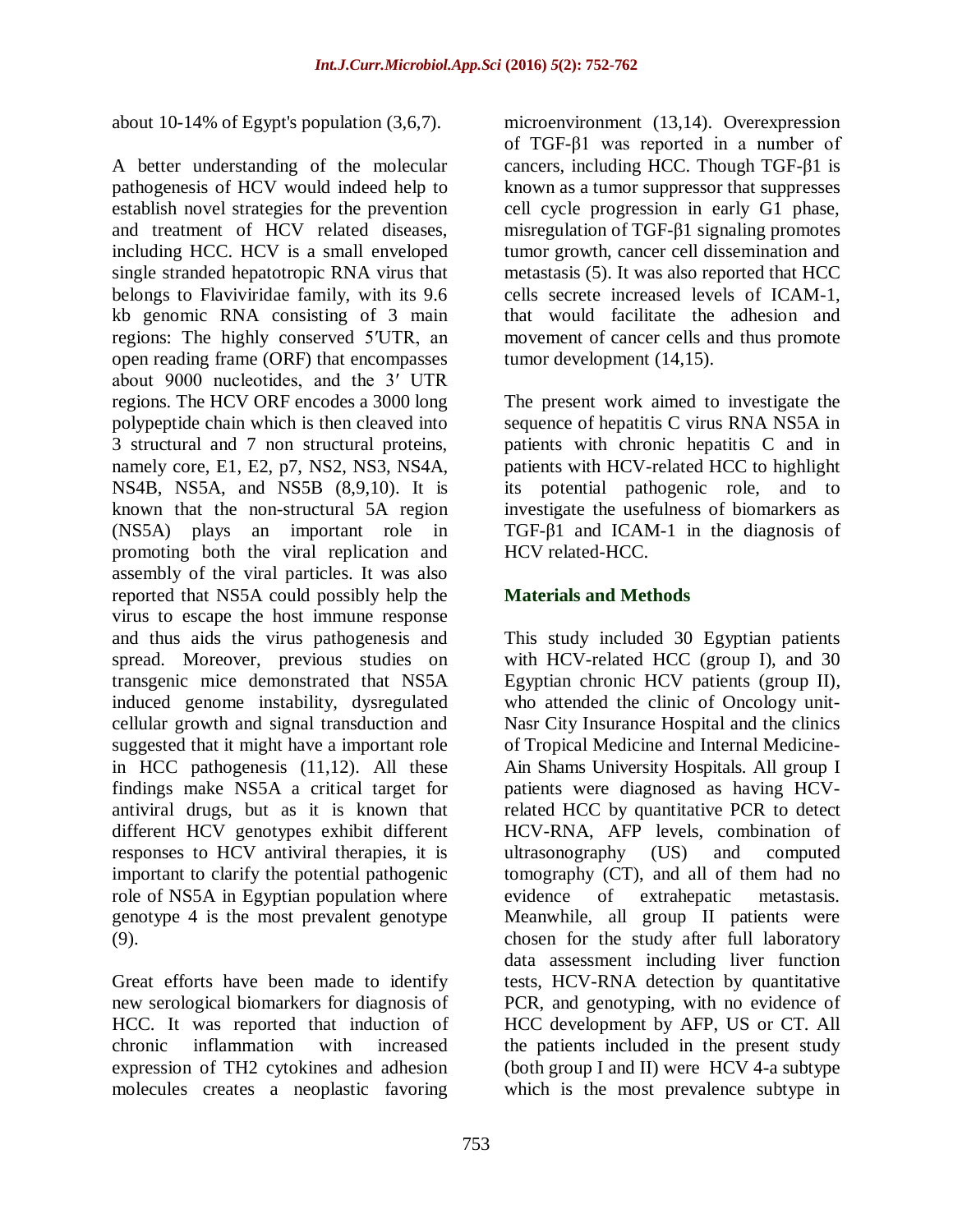about 10-14% of Egypt's population (3,6,7).

A better understanding of the molecular pathogenesis of HCV would indeed help to establish novel strategies for the prevention and treatment of HCV related diseases, including HCC. HCV is a small enveloped single stranded hepatotropic RNA virus that belongs to Flaviviridae family, with its 9.6 kb genomic RNA consisting of 3 main regions: The highly conserved 5′UTR, an open reading frame (ORF) that encompasses about 9000 nucleotides, and the 3′ UTR regions. The HCV ORF encodes a 3000 long polypeptide chain which is then cleaved into 3 structural and 7 non structural proteins, namely core, E1, E2, p7, NS2, NS3, NS4A, NS4B, NS5A, and NS5B (8,9,10). It is known that the non-structural 5A region (NS5A) plays an important role in promoting both the viral replication and assembly of the viral particles. It was also reported that NS5A could possibly help the virus to escape the host immune response and thus aids the virus pathogenesis and spread. Moreover, previous studies on transgenic mice demonstrated that NS5A induced genome instability, dysregulated cellular growth and signal transduction and suggested that it might have a important role in HCC pathogenesis (11,12). All these findings make NS5A a critical target for antiviral drugs, but as it is known that different HCV genotypes exhibit different responses to HCV antiviral therapies, it is important to clarify the potential pathogenic role of NS5A in Egyptian population where genotype 4 is the most prevalent genotype (9).

Great efforts have been made to identify new serological biomarkers for diagnosis of HCC. It was reported that induction of chronic inflammation with increased expression of TH2 cytokines and adhesion molecules creates a neoplastic favoring microenvironment (13,14). Overexpression of TGF-β1 was reported in a number of cancers, including HCC. Though TGF-β1 is known as a tumor suppressor that suppresses cell cycle progression in early G1 phase, misregulation of TGF-β1 signaling promotes tumor growth, cancer cell dissemination and metastasis (5). It was also reported that HCC cells secrete increased levels of ICAM-1, that would facilitate the adhesion and movement of cancer cells and thus promote tumor development (14,15).

The present work aimed to investigate the sequence of hepatitis C virus RNA NS5A in patients with chronic hepatitis C and in patients with HCV-related HCC to highlight its potential pathogenic role, and to investigate the usefulness of biomarkers as TGF-β1 and ICAM-1 in the diagnosis of HCV related-HCC.

## Materials and Methods

This study included 30 Egyptian patients with HCV-related HCC (group I), and 30 Egyptian chronic HCV patients (group II), who attended the clinic of Oncology unit-Nasr City Insurance Hospital and the clinics of Tropical Medicine and Internal Medicine-Ain Shams University Hospitals. All group I patients were diagnosed as having HCV-related HCC by quantitative PCR to detect HCV-RNA, AFP levels, combination of ultrasonography (US) and computed tomography (CT), and all of them had no evidence of extrahepatic metastasis. Meanwhile, all group II patients were chosen for the study after full laboratory data assessment including liver function tests, HCV-RNA detection by quantitative PCR, and genotyping, with no evidence of HCC development by AFP, US or CT. All the patients included in the present study (both group I and II) were HCV 4-a subtype which is the most prevalence subtype in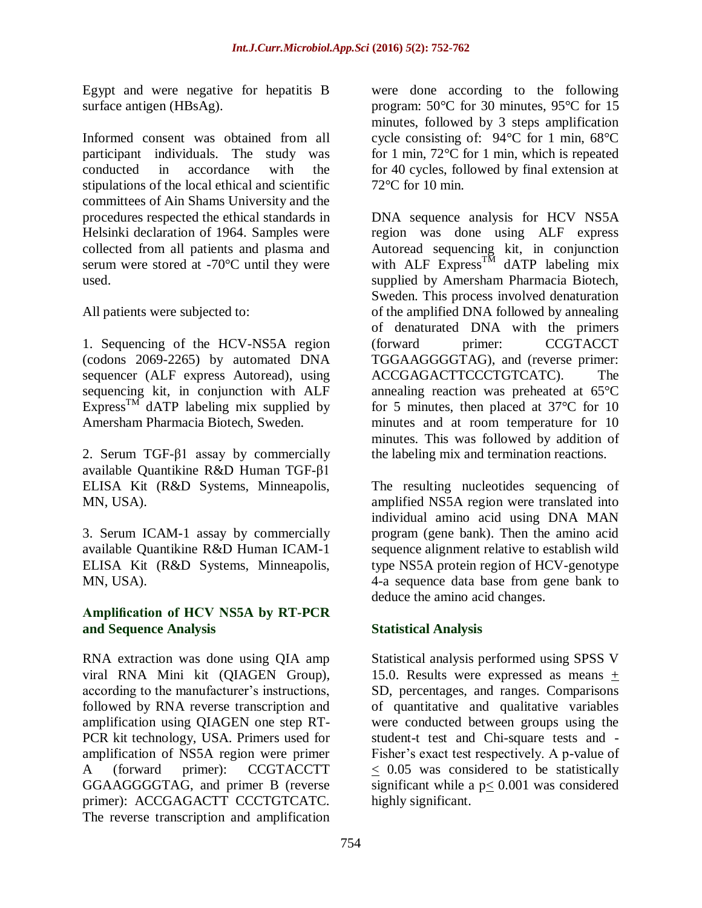Egypt and were negative for hepatitis B surface antigen (HBsAg).

Informed consent was obtained from all participant individuals. The study was conducted in accordance with the stipulations of the local ethical and scientific committees of Ain Shams University and the procedures respected the ethical standards in Helsinki declaration of 1964. Samples were collected from all patients and plasma and serum were stored at -70°C until they were used.

All patients were subjected to:

1. Sequencing of the HCV-NS5A region (codons 2069-2265) by automated DNA sequencer (ALF express Autoread), using sequencing kit, in conjunction with ALF Express™ dATP labeling mix supplied by Amersham Pharmacia Biotech, Sweden.

2. Serum TGF-β1 assay by commercially available Quantikine R&D Human TGF-β1 ELISA Kit (R&D Systems, Minneapolis, MN, USA).

3. Serum ICAM-1 assay by commercially available Quantikine R&D Human ICAM-1 ELISA Kit (R&D Systems, Minneapolis, MN, USA).

## Amplification of HCV NS5A by RT-PCR and Sequence Analysis

RNA extraction was done using QIA amp viral RNA Mini kit (QIAGEN Group), according to the manufacturer's instructions, followed by RNA reverse transcription and amplification using QIAGEN one step RT-PCR kit technology, USA. Primers used for amplification of NS5A region were primer A (forward primer): CCGTACCTT GGAAGGGGTAG, and primer B (reverse primer): ACCGAGACTT CCCTGTCATC. The reverse transcription and amplification were done according to the following program: 50°C for 30 minutes, 95°C for 15 minutes, followed by 3 steps amplification cycle consisting of: 94°C for 1 min, 68°C for 1 min, 72°C for 1 min, which is repeated for 40 cycles, followed by final extension at 72°C for 10 min.

DNA sequence analysis for HCV NS5A region was done using ALF express Autoread sequencing kit, in conjunction with ALF Express™ dATP labeling mix supplied by Amersham Pharmacia Biotech, Sweden. This process involved denaturation of the amplified DNA followed by annealing of denaturated DNA with the primers (forward primer: CCGTACCT TGGAAGGGGTAG), and (reverse primer: ACCGAGACTTCCCTGTCATC). The annealing reaction was preheated at 65°C for 5 minutes, then placed at 37°C for 10 minutes and at room temperature for 10 minutes. This was followed by addition of the labeling mix and termination reactions.

The resulting nucleotides sequencing of amplified NS5A region were translated into individual amino acid using DNA MAN program (gene bank). Then the amino acid sequence alignment relative to establish wild type NS5A protein region of HCV-genotype 4-a sequence data base from gene bank to deduce the amino acid changes.

## Statistical Analysis

Statistical analysis performed using SPSS V 15.0. Results were expressed as means ± SD, percentages, and ranges. Comparisons of quantitative and qualitative variables were conducted between groups using the student-t test and Chi-square tests and -Fisher's exact test respectively. A p-value of $\leq$ 0.05 was considered to be statistically significant while a $p \leq 0.001$ was considered highly significant.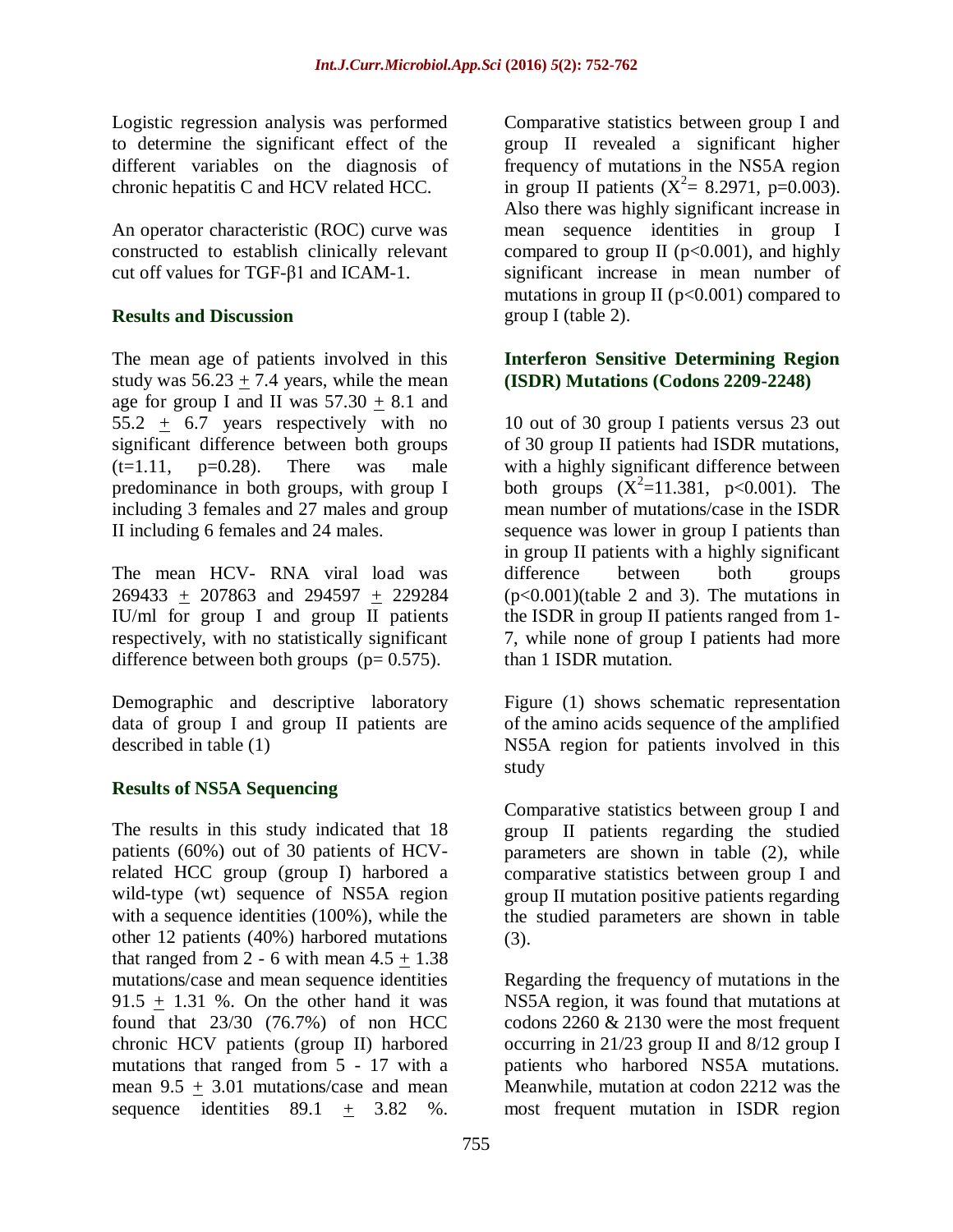Logistic regression analysis was performed to determine the significant effect of the different variables on the diagnosis of chronic hepatitis C and HCV related HCC.

An operator characteristic (ROC) curve was constructed to establish clinically relevant cut off values for TGF-β1 and ICAM-1.

## Results and Discussion

The mean age of patients involved in this study was 56.23 ± 7.4 years, while the mean age for group I and II was 57.30 ± 8.1 and 55.2 ± 6.7 years respectively with no significant difference between both groups ($t=1.11$, $p=0.28$). There was male predominance in both groups, with group I including 3 females and 27 males and group II including 6 females and 24 males.

The mean HCV- RNA viral load was 269433 ± 207863 and 294597 ± 229284 IU/ml for group I and group II patients respectively, with no statistically significant difference between both groups ($p= 0.575$).

Demographic and descriptive laboratory data of group I and group II patients are described in table (1)

### Results of NS5A Sequencing

The results in this study indicated that 18 patients (60%) out of 30 patients of HCV-related HCC group (group I) harbored a wild-type (wt) sequence of NS5A region with a sequence identities (100%), while the other 12 patients (40%) harbored mutations that ranged from 2 - 6 with mean 4.5 ± 1.38 mutations/case and mean sequence identities 91.5 ± 1.31 %. On the other hand it was found that 23/30 (76.7%) of non HCC chronic HCV patients (group II) harbored mutations that ranged from 5 - 17 with a mean 9.5 ± 3.01 mutations/case and mean sequence identities 89.1 ± 3.82 %. Comparative statistics between group I and group II revealed a significant higher frequency of mutations in the NS5A region in group II patients ($X^2= 8.2971$, $p=0.003$). Also there was highly significant increase in mean sequence identities in group I compared to group II ($p<0.001$), and highly significant increase in mean number of mutations in group II ($p<0.001$) compared to group I (table 2).

### Interferon Sensitive Determining Region (ISDR) Mutations (Codons 2209-2248)

10 out of 30 group I patients versus 23 out of 30 group II patients had ISDR mutations, with a highly significant difference between both groups ($X^2=11.381$, $p<0.001$). The mean number of mutations/case in the ISDR sequence was lower in group I patients than in group II patients with a highly significant difference between both groups ($p<0.001$)(table 2 and 3). The mutations in the ISDR in group II patients ranged from 1-7, while none of group I patients had more than 1 ISDR mutation.

Figure (1) shows schematic representation of the amino acids sequence of the amplified NS5A region for patients involved in this study

Comparative statistics between group I and group II patients regarding the studied parameters are shown in table (2), while comparative statistics between group I and group II mutation positive patients regarding the studied parameters are shown in table (3).

Regarding the frequency of mutations in the NS5A region, it was found that mutations at codons 2260 & 2130 were the most frequent occurring in 21/23 group II and 8/12 group I patients who harbored NS5A mutations. Meanwhile, mutation at codon 2212 was the most frequent mutation in ISDR region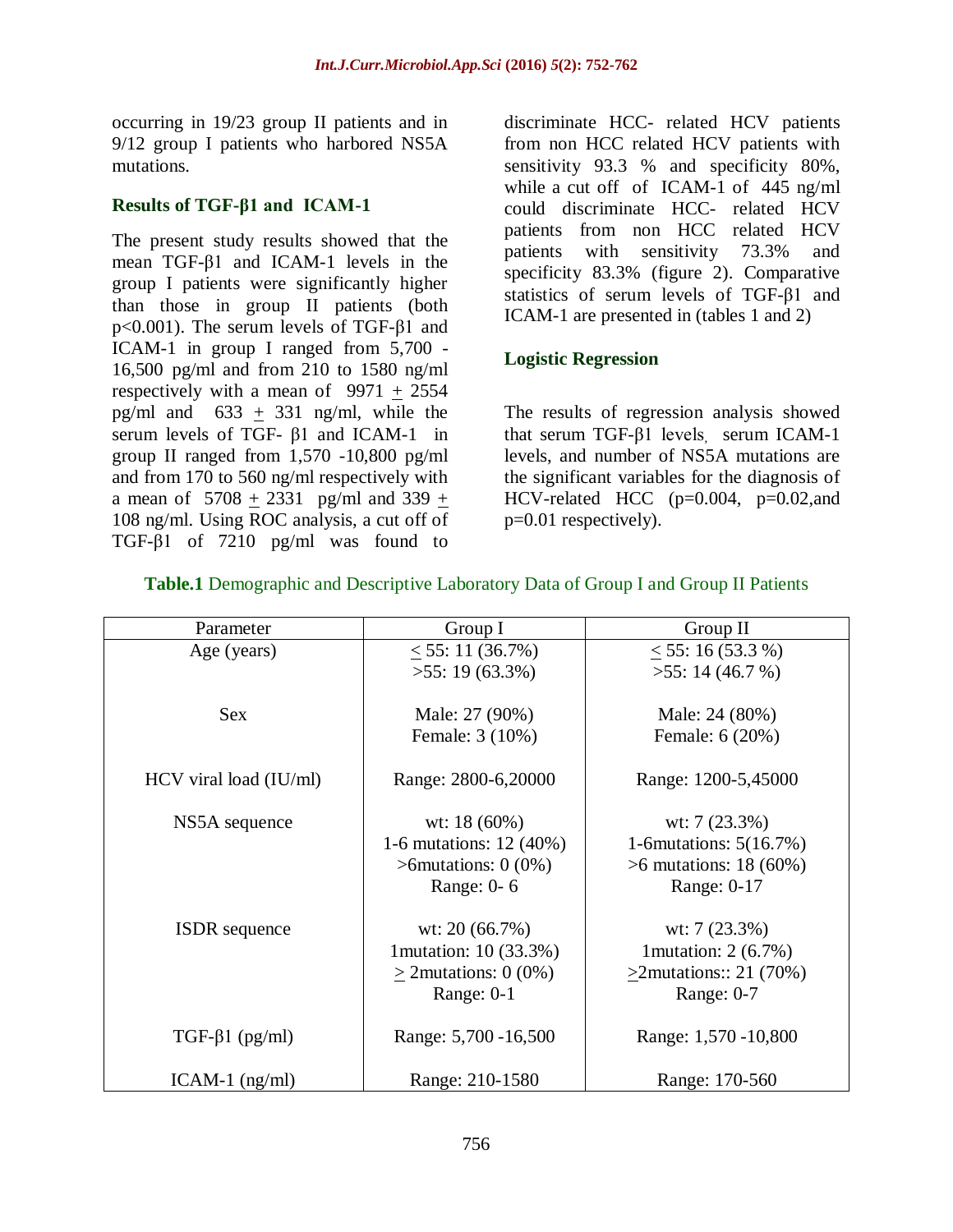occurring in 19/23 group II patients and in 9/12 group I patients who harbored NS5A mutations.

### Results of TGF-β1 and ICAM-1

The present study results showed that the mean TGF-β1 and ICAM-1 levels in the group I patients were significantly higher than those in group II patients (both p<0.001). The serum levels of TGF-β1 and ICAM-1 in group I ranged from 5,700 - 16,500 pg/ml and from 210 to 1580 ng/ml respectively with a mean of 9971 ± 2554 pg/ml and 633 ± 331 ng/ml, while the serum levels of TGF- β1 and ICAM-1 in group II ranged from 1,570 -10,800 pg/ml and from 170 to 560 ng/ml respectively with a mean of 5708 ± 2331 pg/ml and 339 ± 108 ng/ml. Using ROC analysis, a cut off of TGF-β1 of 7210 pg/ml was found to discriminate HCC- related HCV patients from non HCC related HCV patients with sensitivity 93.3 % and specificity 80%, while a cut off of ICAM-1 of 445 ng/ml could discriminate HCC- related HCV patients from non HCC related HCV patients with sensitivity 73.3% and specificity 83.3% (figure 2). Comparative statistics of serum levels of TGF-β1 and ICAM-1 are presented in (tables 1 and 2)

### Logistic Regression

The results of regression analysis showed that serum TGF-β1 levels, serum ICAM-1 levels, and number of NS5A mutations are the significant variables for the diagnosis of HCV-related HCC (p=0.004, p=0.02,and p=0.01 respectively).

**Table.1** Demographic and Descriptive Laboratory Data of Group I and Group II Patients

| Parameter | Group I | Group II |
|---|---|---|
| Age (years) | ≤ 55: 11 (36.7%)<br>>55: 19 (63.3%) | ≤ 55: 16 (53.3 %)<br>>55: 14 (46.7 %) |
| Sex | Male: 27 (90%)<br>Female: 3 (10%) | Male: 24 (80%)<br>Female: 6 (20%) |
| HCV viral load (IU/ml) | Range: 2800-6,20000 | Range: 1200-5,45000 |
| NS5A sequence | wt: 18 (60%)<br>1-6 mutations: 12 (40%)<br>>6mutations: 0 (0%)<br>Range: 0- 6 | wt: 7 (23.3%)<br>1-6mutations: 5(16.7%)<br>>6 mutations: 18 (60%)<br>Range: 0-17 |
| ISDR sequence | wt: 20 (66.7%)<br>1mutation: 10 (33.3%)<br>≥ 2mutations: 0 (0%)<br>Range: 0-1 | wt: 7 (23.3%)<br>1mutation: 2 (6.7%)<br>≥2mutations:: 21 (70%)<br>Range: 0-7 |
| TGF-β1 (pg/ml) | Range: 5,700 -16,500 | Range: 1,570 -10,800 |
| ICAM-1 (ng/ml) | Range: 210-1580 | Range: 170-560 |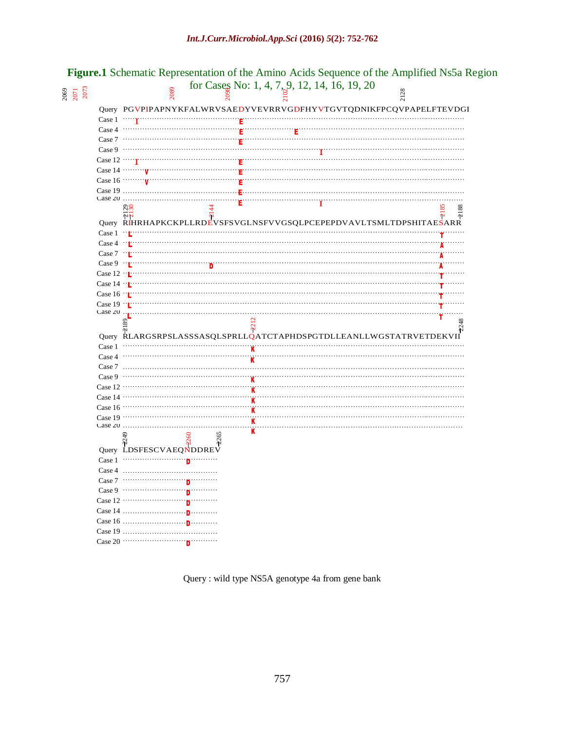**Figure.1** Schematic Representation of the Amino Acids Sequence of the Amplified Ns5a Region for Cases No: 1, 4, 7, 9, 12, 14, 16, 19, 20

```
2069 2071 2073            2089        2098       2102                      2128
Query   PGVPIPAPNYKFALWRVSAEDYVEVRRVGDFHYVTGVTQDNIKFPCQVPAPELFTEVDGI
Case 1  ..I.................E...................................
Case 4  ....................E........E..........................
Case 7  ....................E...................................
Case 9  ............................................I...........
Case 12 ..I.................E...................................
Case 14 ....V...............E...................................
Case 16 ....V...............E...................................
Case 19 ....................E...................................
Case 20 ....................E......................I............

2129 2130          2144                                          2185  2188
Query   RIHRHAPKCKPLLRDEVSFSVGLNSFVVGSQLPCEPEPDVAVLTSMLTDPSHITAESARR
Case 1  .L....................................................T...
Case 4  .L....................................................A...
Case 7  .L....................................................A...
Case 9  .L.............D......................................A...
Case 12 .L....................................................T...
Case 14 .L....................................................T...
Case 16 .L....................................................T...
Case 19 .L....................................................T...
Case 20 .L....................................................T...

2189                        2212                                    2248
Query   RLARGSRPSLASSSASQLSPRLLQATCTAPHDSPGTDLLEANLLWGSTATRVETDEKVII
Case 1  .......................K....................................
Case 4  .......................K....................................
Case 7  ............................................................
Case 9  .......................K....................................
Case 12 .......................K....................................
Case 14 .......................K....................................
Case 16 .......................K....................................
Case 19 .......................K....................................
Case 20 .......................K....................................

2249       2260   2265
Query   LDSFESCVAEQNDDREV
Case 1  ...........D.....
Case 4  .................
Case 7  ...........D.....
Case 9  ...........D.....
Case 12 ...........D.....
Case 14 ...........D.....
Case 16 ...........D.....
Case 19 .................
Case 20 ...........D.....
```

Query : wild type NS5A genotype 4a from gene bank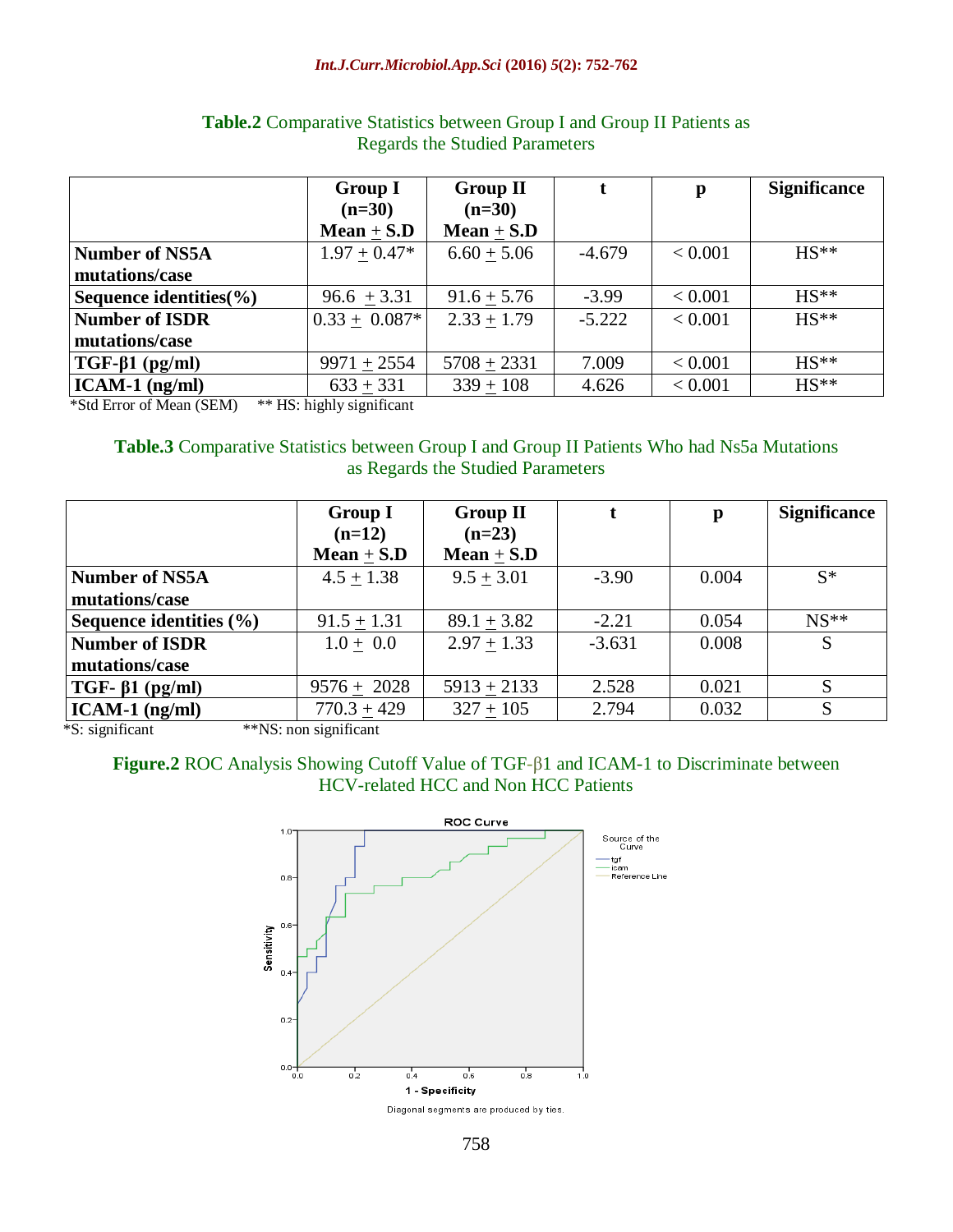**Table.2** Comparative Statistics between Group I and Group II Patients as Regards the Studied Parameters

| | Group I (n=30) Mean ± S.D | Group II (n=30) Mean ± S.D | t | p | Significance |
|---|---|---|---|---|---|
| **Number of NS5A mutations/case** | 1.97 ± 0.47* | 6.60 ± 5.06 | -4.679 | < 0.001 | HS** |
| **Sequence identities(%)** | 96.6 ± 3.31 | 91.6 ± 5.76 | -3.99 | < 0.001 | HS** |
| **Number of ISDR mutations/case** | 0.33 ± 0.087* | 2.33 ± 1.79 | -5.222 | < 0.001 | HS** |
| **TGF-β1 (pg/ml)** | 9971 ± 2554 | 5708 ± 2331 | 7.009 | < 0.001 | HS** |
| **ICAM-1 (ng/ml)** | 633 ± 331 | 339 ± 108 | 4.626 | < 0.001 | HS** |

*Std Error of Mean (SEM) ** HS: highly significant

**Table.3** Comparative Statistics between Group I and Group II Patients Who had Ns5a Mutations as Regards the Studied Parameters

| | Group I (n=12) Mean ± S.D | Group II (n=23) Mean ± S.D | t | p | Significance |
|---|---|---|---|---|---|
| **Number of NS5A mutations/case** | 4.5 ± 1.38 | 9.5 ± 3.01 | -3.90 | 0.004 | S* |
| **Sequence identities (%)** | 91.5 ± 1.31 | 89.1 ± 3.82 | -2.21 | 0.054 | NS** |
| **Number of ISDR mutations/case** | 1.0 ± 0.0 | 2.97 ± 1.33 | -3.631 | 0.008 | S |
| **TGF- β1 (pg/ml)** | 9576 ± 2028 | 5913 ± 2133 | 2.528 | 0.021 | S |
| **ICAM-1 (ng/ml)** | 770.3 ± 429 | 327 ± 105 | 2.794 | 0.032 | S |

*S: significant **NS: non significant

**Figure.2** ROC Analysis Showing Cutoff Value of TGF-β1 and ICAM-1 to Discriminate between HCV-related HCC and Non HCC Patients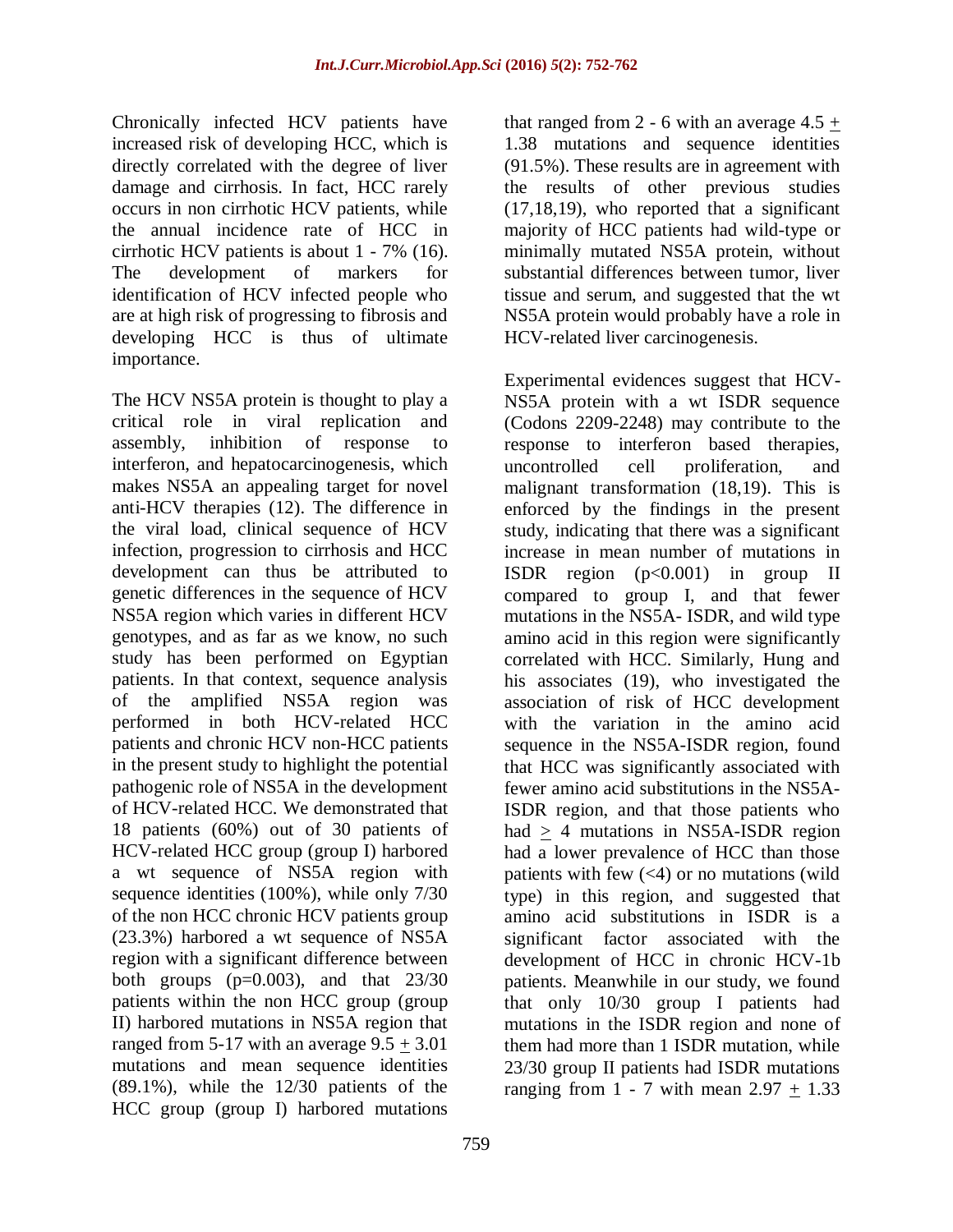Chronically infected HCV patients have increased risk of developing HCC, which is directly correlated with the degree of liver damage and cirrhosis. In fact, HCC rarely occurs in non cirrhotic HCV patients, while the annual incidence rate of HCC in cirrhotic HCV patients is about 1 - 7% (16). The development of markers for identification of HCV infected people who are at high risk of progressing to fibrosis and developing HCC is thus of ultimate importance.

The HCV NS5A protein is thought to play a critical role in viral replication and assembly, inhibition of response to interferon, and hepatocarcinogenesis, which makes NS5A an appealing target for novel anti-HCV therapies (12). The difference in the viral load, clinical sequence of HCV infection, progression to cirrhosis and HCC development can thus be attributed to genetic differences in the sequence of HCV NS5A region which varies in different HCV genotypes, and as far as we know, no such study has been performed on Egyptian patients. In that context, sequence analysis of the amplified NS5A region was performed in both HCV-related HCC patients and chronic HCV non-HCC patients in the present study to highlight the potential pathogenic role of NS5A in the development of HCV-related HCC. We demonstrated that 18 patients (60%) out of 30 patients of HCV-related HCC group (group I) harbored a wt sequence of NS5A region with sequence identities (100%), while only 7/30 of the non HCC chronic HCV patients group (23.3%) harbored a wt sequence of NS5A region with a significant difference between both groups ($p=0.003$), and that 23/30 patients within the non HCC group (group II) harbored mutations in NS5A region that ranged from 5-17 with an average $9.5 \pm 3.01$ mutations and mean sequence identities (89.1%), while the 12/30 patients of the HCC group (group I) harbored mutations that ranged from 2 - 6 with an average $4.5 \pm 1.38$ mutations and sequence identities (91.5%). These results are in agreement with the results of other previous studies (17,18,19), who reported that a significant majority of HCC patients had wild-type or minimally mutated NS5A protein, without substantial differences between tumor, liver tissue and serum, and suggested that the wt NS5A protein would probably have a role in HCV-related liver carcinogenesis.

Experimental evidences suggest that HCV-NS5A protein with a wt ISDR sequence (Codons 2209-2248) may contribute to the response to interferon based therapies, uncontrolled cell proliferation, and malignant transformation (18,19). This is enforced by the findings in the present study, indicating that there was a significant increase in mean number of mutations in ISDR region ($p<0.001$) in group II compared to group I, and that fewer mutations in the NS5A- ISDR, and wild type amino acid in this region were significantly correlated with HCC. Similarly, Hung and his associates (19), who investigated the association of risk of HCC development with the variation in the amino acid sequence in the NS5A-ISDR region, found that HCC was significantly associated with fewer amino acid substitutions in the NS5A-ISDR region, and that those patients who had $\geq 4$ mutations in NS5A-ISDR region had a lower prevalence of HCC than those patients with few ($<4$) or no mutations (wild type) in this region, and suggested that amino acid substitutions in ISDR is a significant factor associated with the development of HCC in chronic HCV-1b patients. Meanwhile in our study, we found that only 10/30 group I patients had mutations in the ISDR region and none of them had more than 1 ISDR mutation, while 23/30 group II patients had ISDR mutations ranging from 1 - 7 with mean $2.97 \pm 1.33$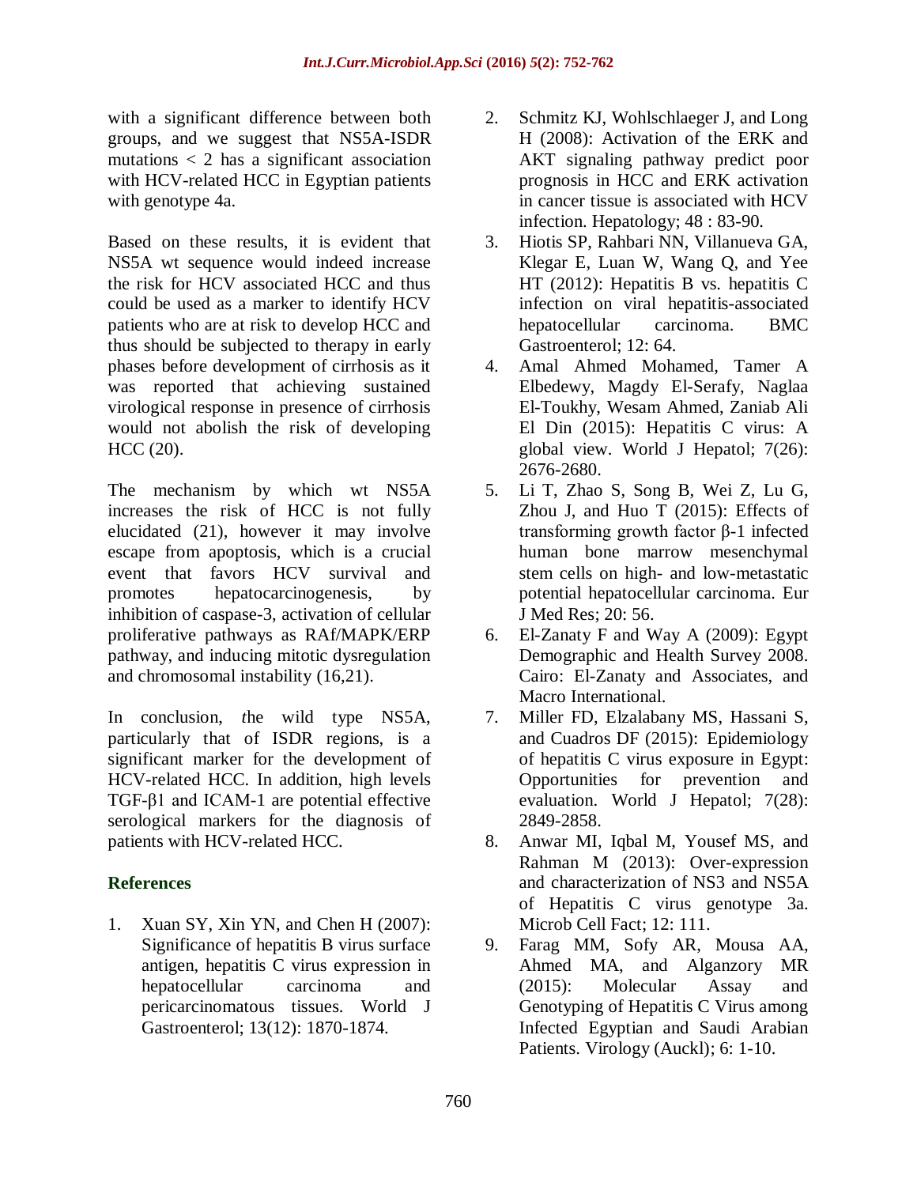with a significant difference between both groups, and we suggest that NS5A-ISDR mutations < 2 has a significant association with HCV-related HCC in Egyptian patients with genotype 4a.

Based on these results, it is evident that NS5A wt sequence would indeed increase the risk for HCV associated HCC and thus could be used as a marker to identify HCV patients who are at risk to develop HCC and thus should be subjected to therapy in early phases before development of cirrhosis as it was reported that achieving sustained virological response in presence of cirrhosis would not abolish the risk of developing HCC (20).

The mechanism by which wt NS5A increases the risk of HCC is not fully elucidated (21), however it may involve escape from apoptosis, which is a crucial event that favors HCV survival and promotes hepatocarcinogenesis, by inhibition of caspase-3, activation of cellular proliferative pathways as RAf/MAPK/ERP pathway, and inducing mitotic dysregulation and chromosomal instability (16,21).

In conclusion, *t*he wild type NS5A, particularly that of ISDR regions, is a significant marker for the development of HCV-related HCC. In addition, high levels TGF-β1 and ICAM-1 are potential effective serological markers for the diagnosis of patients with HCV-related HCC.

## References

1. Xuan SY, Xin YN, and Chen H (2007): Significance of hepatitis B virus surface antigen, hepatitis C virus expression in hepatocellular carcinoma and pericarcinomatous tissues. World J Gastroenterol; 13(12): 1870-1874.
2. Schmitz KJ, Wohlschlaeger J, and Long H (2008): Activation of the ERK and AKT signaling pathway predict poor prognosis in HCC and ERK activation in cancer tissue is associated with HCV infection. Hepatology; 48 : 83-90.
3. Hiotis SP, Rahbari NN, Villanueva GA, Klegar E, Luan W, Wang Q, and Yee HT (2012): Hepatitis B vs. hepatitis C infection on viral hepatitis-associated hepatocellular carcinoma. BMC Gastroenterol; 12: 64.
4. Amal Ahmed Mohamed, Tamer A Elbedewy, Magdy El-Serafy, Naglaa El-Toukhy, Wesam Ahmed, Zaniab Ali El Din (2015): Hepatitis C virus: A global view. World J Hepatol; 7(26): 2676-2680.
5. Li T, Zhao S, Song B, Wei Z, Lu G, Zhou J, and Huo T (2015): Effects of transforming growth factor β-1 infected human bone marrow mesenchymal stem cells on high- and low-metastatic potential hepatocellular carcinoma. Eur J Med Res; 20: 56.
6. El-Zanaty F and Way A (2009): Egypt Demographic and Health Survey 2008. Cairo: El-Zanaty and Associates, and Macro International.
7. Miller FD, Elzalabany MS, Hassani S, and Cuadros DF (2015): Epidemiology of hepatitis C virus exposure in Egypt: Opportunities for prevention and evaluation. World J Hepatol; 7(28): 2849-2858.
8. Anwar MI, Iqbal M, Yousef MS, and Rahman M (2013): Over-expression and characterization of NS3 and NS5A of Hepatitis C virus genotype 3a. Microb Cell Fact; 12: 111.
9. Farag MM, Sofy AR, Mousa AA, Ahmed MA, and Alganzory MR (2015): Molecular Assay and Genotyping of Hepatitis C Virus among Infected Egyptian and Saudi Arabian Patients. Virology (Auckl); 6: 1-10.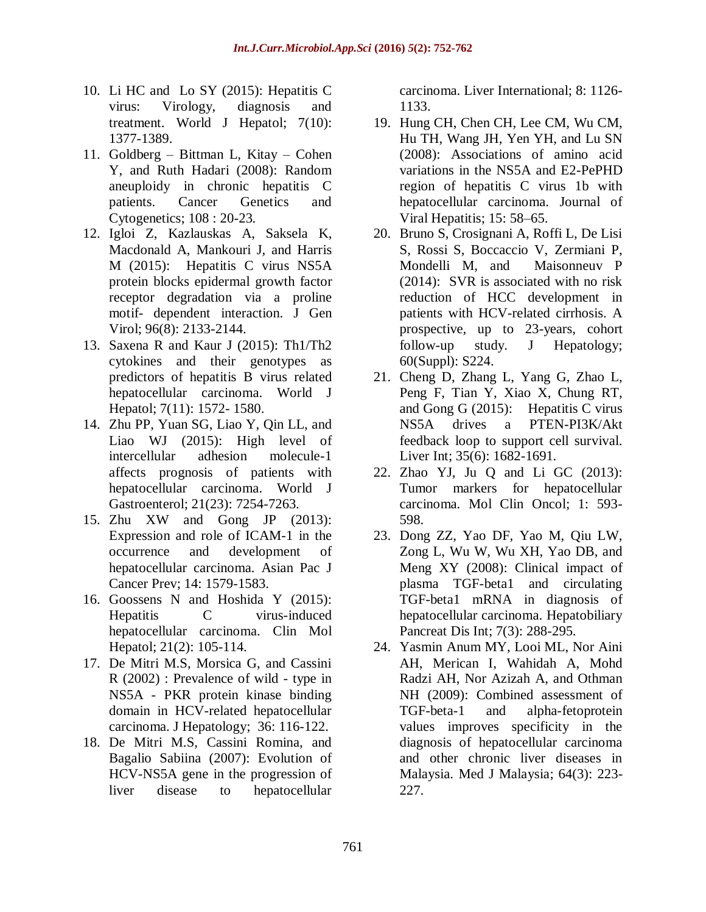10. Li HC and Lo SY (2015): Hepatitis C virus: Virology, diagnosis and treatment. World J Hepatol; 7(10): 1377-1389.
11. Goldberg – Bittman L, Kitay – Cohen Y, and Ruth Hadari (2008): Random aneuploidy in chronic hepatitis C patients. Cancer Genetics and Cytogenetics; 108 : 20-23.
12. Igloi Z, Kazlauskas A, Saksela K, Macdonald A, Mankouri J, and Harris M (2015): Hepatitis C virus NS5A protein blocks epidermal growth factor receptor degradation via a proline motif- dependent interaction. J Gen Virol; 96(8): 2133-2144.
13. Saxena R and Kaur J (2015): Th1/Th2 cytokines and their genotypes as predictors of hepatitis B virus related hepatocellular carcinoma. World J Hepatol; 7(11): 1572- 1580.
14. Zhu PP, Yuan SG, Liao Y, Qin LL, and Liao WJ (2015): High level of intercellular adhesion molecule-1 affects prognosis of patients with hepatocellular carcinoma. World J Gastroenterol; 21(23): 7254-7263.
15. Zhu XW and Gong JP (2013): Expression and role of ICAM-1 in the occurrence and development of hepatocellular carcinoma. Asian Pac J Cancer Prev; 14: 1579-1583.
16. Goossens N and Hoshida Y (2015): Hepatitis C virus-induced hepatocellular carcinoma. Clin Mol Hepatol; 21(2): 105-114.
17. De Mitri M.S, Morsica G, and Cassini R (2002) : Prevalence of wild - type in NS5A - PKR protein kinase binding domain in HCV-related hepatocellular carcinoma. J Hepatology; 36: 116-122.
18. De Mitri M.S, Cassini Romina, and Bagalio Sabiina (2007): Evolution of HCV-NS5A gene in the progression of liver disease to hepatocellular carcinoma. Liver International; 8: 1126-1133.
19. Hung CH, Chen CH, Lee CM, Wu CM, Hu TH, Wang JH, Yen YH, and Lu SN (2008): Associations of amino acid variations in the NS5A and E2-PePHD region of hepatitis C virus 1b with hepatocellular carcinoma. Journal of Viral Hepatitis; 15: 58–65.
20. Bruno S, Crosignani A, Roffi L, De Lisi S, Rossi S, Boccaccio V, Zermiani P, Mondelli M, and Maisonneuv P (2014): SVR is associated with no risk reduction of HCC development in patients with HCV-related cirrhosis. A prospective, up to 23-years, cohort follow-up study. J Hepatology; 60(Suppl): S224.
21. Cheng D, Zhang L, Yang G, Zhao L, Peng F, Tian Y, Xiao X, Chung RT, and Gong G (2015): Hepatitis C virus NS5A drives a PTEN-PI3K/Akt feedback loop to support cell survival. Liver Int; 35(6): 1682-1691.
22. Zhao YJ, Ju Q and Li GC (2013): Tumor markers for hepatocellular carcinoma. Mol Clin Oncol; 1: 593-598.
23. Dong ZZ, Yao DF, Yao M, Qiu LW, Zong L, Wu W, Wu XH, Yao DB, and Meng XY (2008): Clinical impact of plasma TGF-beta1 and circulating TGF-beta1 mRNA in diagnosis of hepatocellular carcinoma. Hepatobiliary Pancreat Dis Int; 7(3): 288-295.
24. Yasmin Anum MY, Looi ML, Nor Aini AH, Merican I, Wahidah A, Mohd Radzi AH, Nor Azizah A, and Othman NH (2009): Combined assessment of TGF-beta-1 and alpha-fetoprotein values improves specificity in the diagnosis of hepatocellular carcinoma and other chronic liver diseases in Malaysia. Med J Malaysia; 64(3): 223-227.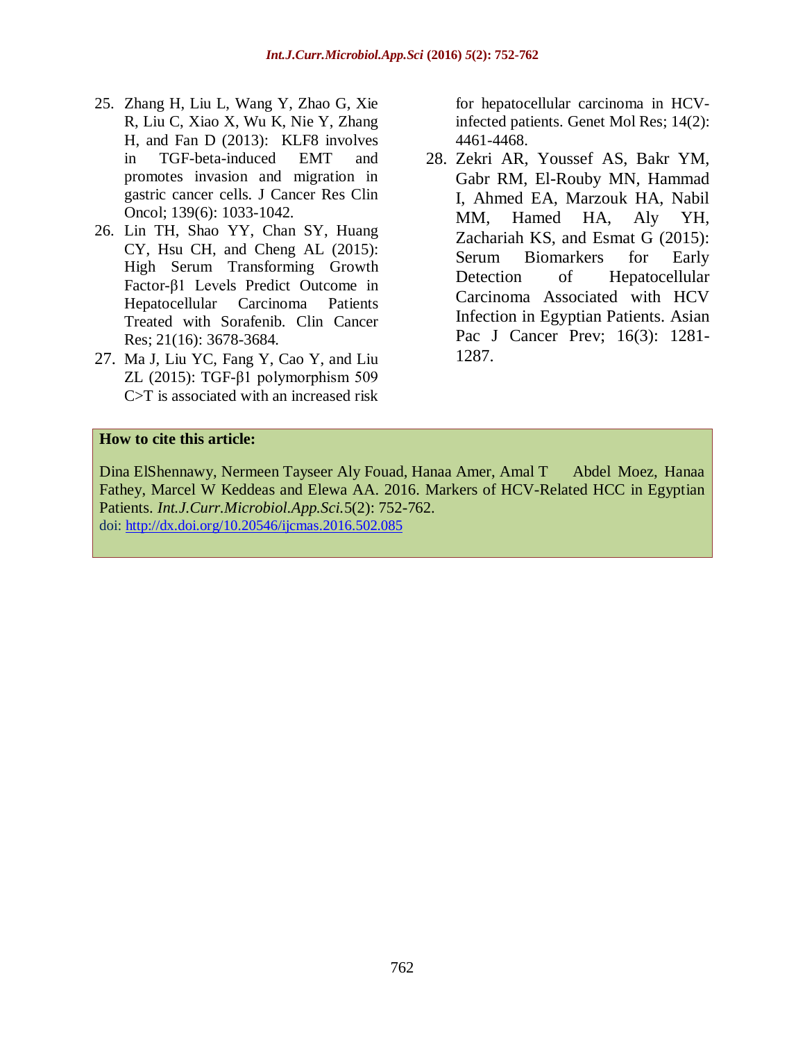25. Zhang H, Liu L, Wang Y, Zhao G, Xie R, Liu C, Xiao X, Wu K, Nie Y, Zhang H, and Fan D (2013): KLF8 involves in TGF-beta-induced EMT and promotes invasion and migration in gastric cancer cells. J Cancer Res Clin Oncol; 139(6): 1033-1042.
26. Lin TH, Shao YY, Chan SY, Huang CY, Hsu CH, and Cheng AL (2015): High Serum Transforming Growth Factor-β1 Levels Predict Outcome in Hepatocellular Carcinoma Patients Treated with Sorafenib. Clin Cancer Res; 21(16): 3678-3684.
27. Ma J, Liu YC, Fang Y, Cao Y, and Liu ZL (2015): TGF-β1 polymorphism 509 C>T is associated with an increased risk for hepatocellular carcinoma in HCV-infected patients. Genet Mol Res; 14(2): 4461-4468.
28. Zekri AR, Youssef AS, Bakr YM, Gabr RM, El-Rouby MN, Hammad I, Ahmed EA, Marzouk HA, Nabil MM, Hamed HA, Aly YH, Zachariah KS, and Esmat G (2015): Serum Biomarkers for Early Detection of Hepatocellular Carcinoma Associated with HCV Infection in Egyptian Patients. Asian Pac J Cancer Prev; 16(3): 1281-1287.

**How to cite this article:**

Dina ElShennawy, Nermeen Tayseer Aly Fouad, Hanaa Amer, Amal T Abdel Moez, Hanaa Fathey, Marcel W Keddeas and Elewa AA. 2016. Markers of HCV-Related HCC in Egyptian Patients. *Int.J.Curr.Microbiol.App.Sci.*5(2): 752-762.
doi: http://dx.doi.org/10.20546/ijcmas.2016.502.085